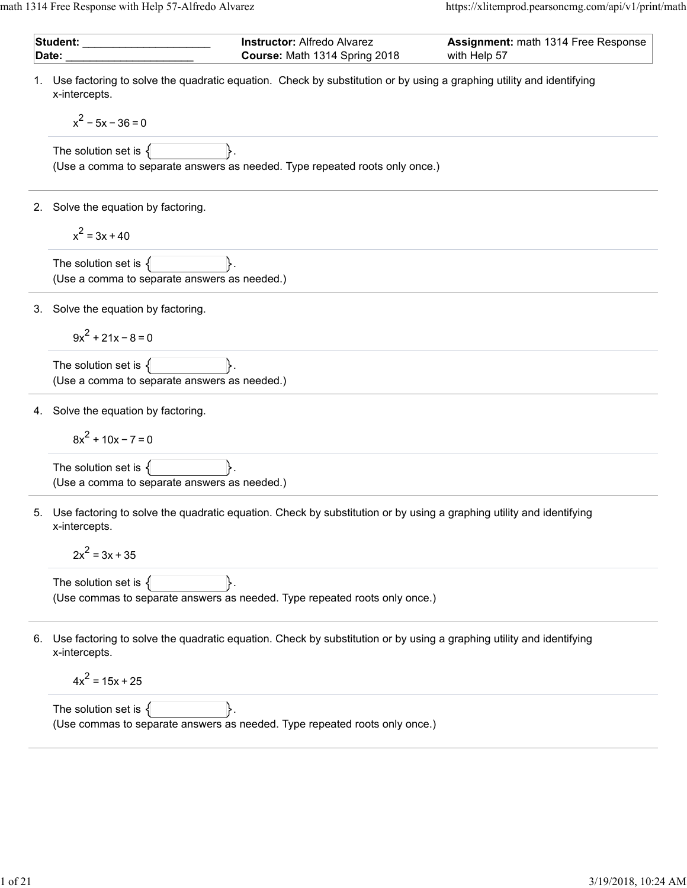| | | |
|---|---|---|
| **Student:** _____________________ | **Instructor:** Alfredo Alvarez | **Assignment:** math 1314 Free Response with Help 57 |
| **Date:** _____________________ | **Course:** Math 1314 Spring 2018 | |

1. Use factoring to solve the quadratic equation. Check by substitution or by using a graphing utility and identifying x-intercepts.

   $$x^2 - 5x - 36 = 0$$

   The solution set is { }.
   (Use a comma to separate answers as needed. Type repeated roots only once.)

2. Solve the equation by factoring.

   $$x^2 = 3x + 40$$

   The solution set is { }.
   (Use a comma to separate answers as needed.)

3. Solve the equation by factoring.

   $$9x^2 + 21x - 8 = 0$$

   The solution set is { }.
   (Use a comma to separate answers as needed.)

4. Solve the equation by factoring.

   $$8x^2 + 10x - 7 = 0$$

   The solution set is { }.
   (Use a comma to separate answers as needed.)

5. Use factoring to solve the quadratic equation. Check by substitution or by using a graphing utility and identifying x-intercepts.

   $$2x^2 = 3x + 35$$

   The solution set is { }.
   (Use commas to separate answers as needed. Type repeated roots only once.)

6. Use factoring to solve the quadratic equation. Check by substitution or by using a graphing utility and identifying x-intercepts.

   $$4x^2 = 15x + 25$$

   The solution set is { }.
   (Use commas to separate answers as needed. Type repeated roots only once.)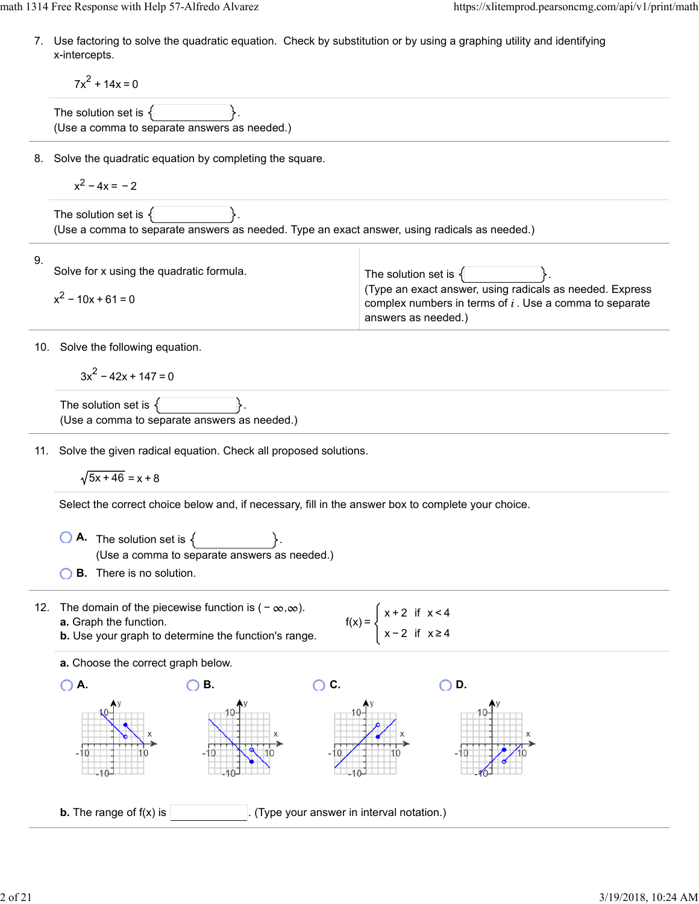7. Use factoring to solve the quadratic equation. Check by substitution or by using a graphing utility and identifying x-intercepts.

$$7x^2 + 14x = 0$$

The solution set is { ____ }.
(Use a comma to separate answers as needed.)

8. Solve the quadratic equation by completing the square.

$$x^2 - 4x = -2$$

The solution set is { ____ }.
(Use a comma to separate answers as needed. Type an exact answer, using radicals as needed.)

9. Solve for x using the quadratic formula.

$$x^2 - 10x + 61 = 0$$

The solution set is { ____ }.
(Type an exact answer, using radicals as needed. Express complex numbers in terms of $i$. Use a comma to separate answers as needed.)

10. Solve the following equation.

$$3x^2 - 42x + 147 = 0$$

The solution set is { ____ }.
(Use a comma to separate answers as needed.)

11. Solve the given radical equation. Check all proposed solutions.

$$\sqrt{5x + 46} = x + 8$$

Select the correct choice below and, if necessary, fill in the answer box to complete your choice.

- **A.** The solution set is { ____ }.
  (Use a comma to separate answers as needed.)
- **B.** There is no solution.

12. The domain of the piecewise function is $(-\infty, \infty)$.
**a.** Graph the function.
**b.** Use your graph to determine the function's range.

$$f(x) = \begin{cases} x + 2 & \text{if } x < 4 \\ x - 2 & \text{if } x \geq 4 \end{cases}$$

**a.** Choose the correct graph below.

- **A.**
- **B.**
- **C.**
- **D.**

**b.** The range of f(x) is ____. (Type your answer in interval notation.)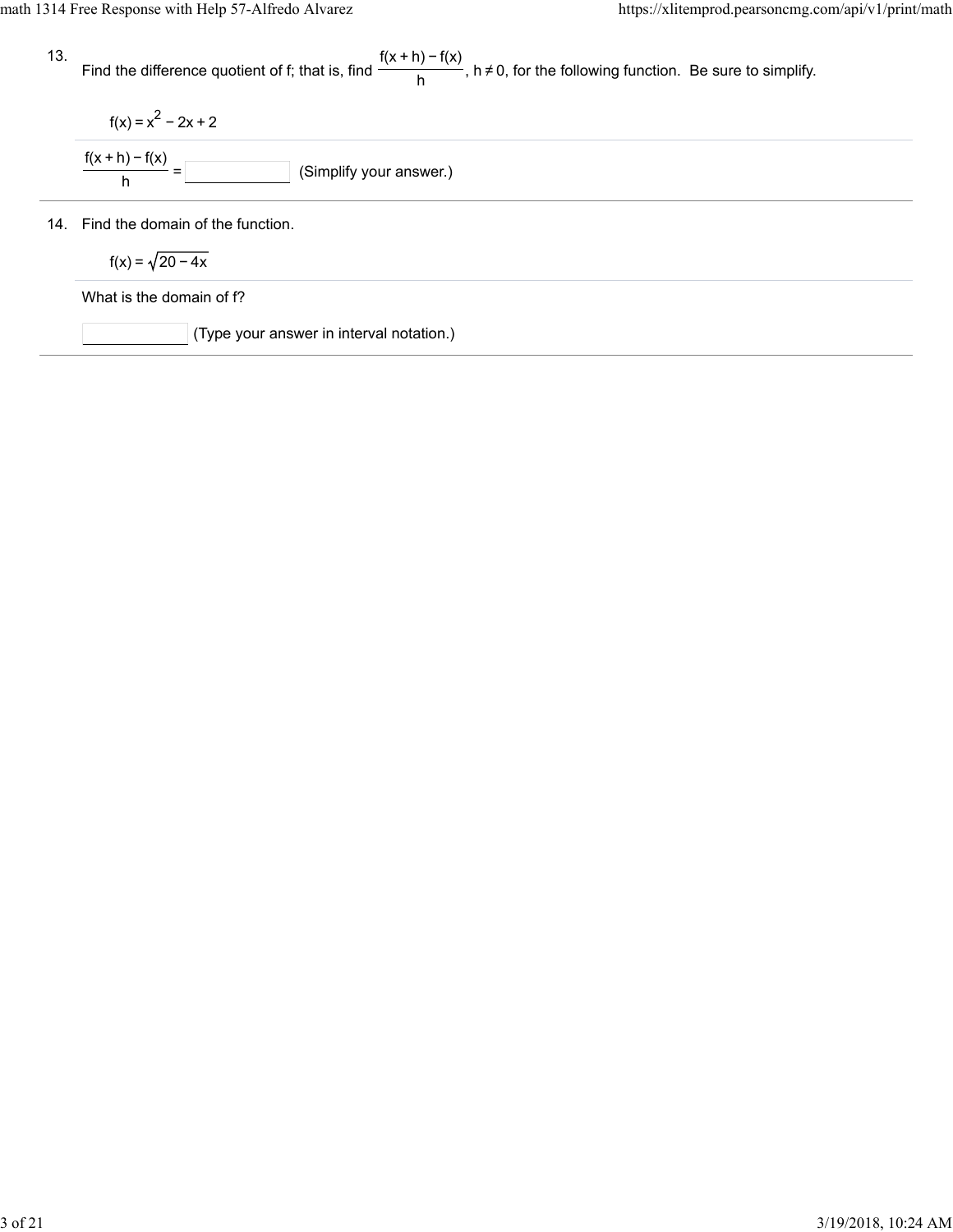13. Find the difference quotient of f; that is, find $\frac{f(x+h)-f(x)}{h}$, $h \neq 0$, for the following function. Be sure to simplify.

$f(x) = x^2 - 2x + 2$

$\frac{f(x+h)-f(x)}{h} =$ ____________ (Simplify your answer.)

14. Find the domain of the function.

$f(x) = \sqrt{20 - 4x}$

What is the domain of f?

____________ (Type your answer in interval notation.)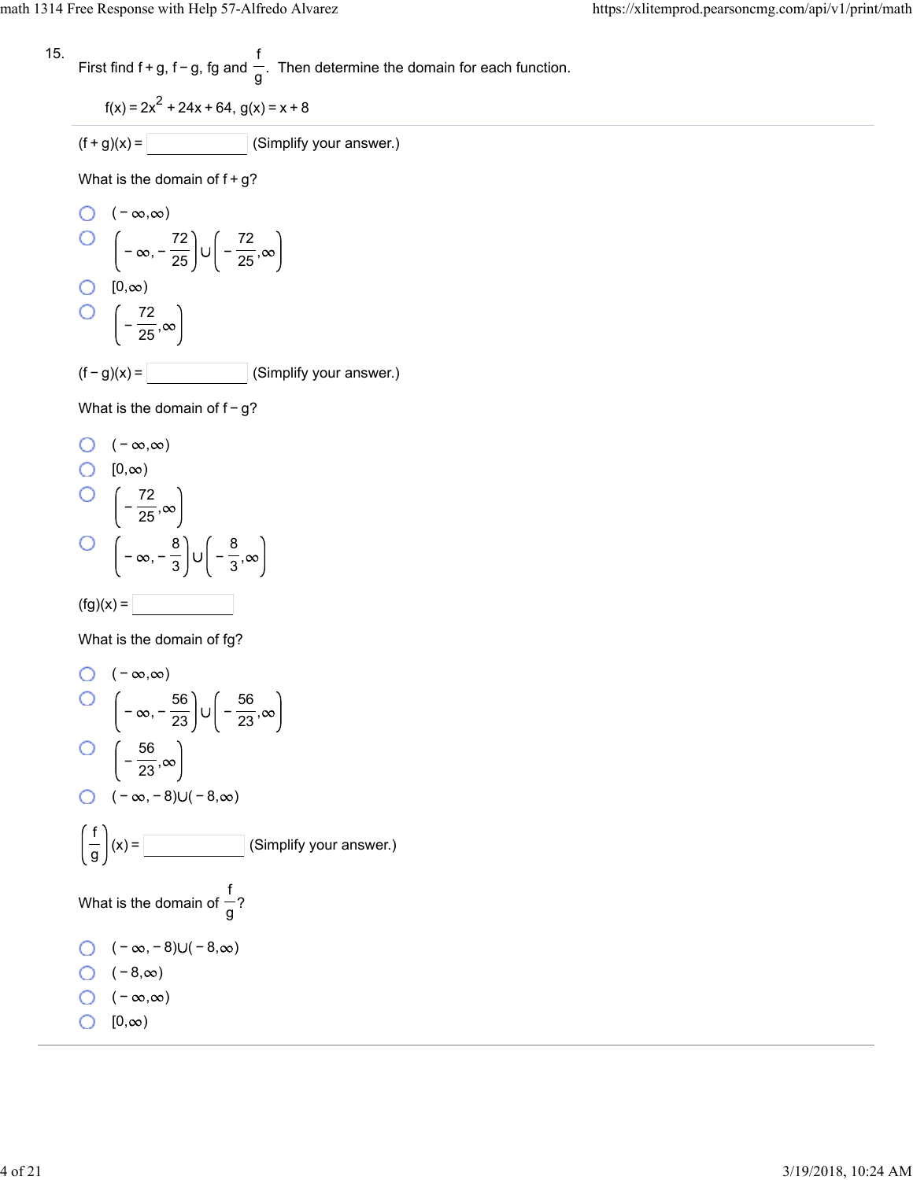15. First find f + g, f − g, fg and $\frac{f}{g}$. Then determine the domain for each function.

$f(x) = 2x^2 + 24x + 64,\ g(x) = x + 8$

$(f+g)(x) =$ ______ (Simplify your answer.)

What is the domain of f + g?

- $(-\infty,\infty)$
- $\left(-\infty,-\frac{72}{25}\right)\cup\left(-\frac{72}{25},\infty\right)$
- $[0,\infty)$
- $\left(-\frac{72}{25},\infty\right)$

$(f-g)(x) =$ ______ (Simplify your answer.)

What is the domain of f − g?

- $(-\infty,\infty)$
- $[0,\infty)$
- $\left(-\frac{72}{25},\infty\right)$
- $\left(-\infty,-\frac{8}{3}\right)\cup\left(-\frac{8}{3},\infty\right)$

$(fg)(x) =$ ______

What is the domain of fg?

- $(-\infty,\infty)$
- $\left(-\infty,-\frac{56}{23}\right)\cup\left(-\frac{56}{23},\infty\right)$
- $\left(-\frac{56}{23},\infty\right)$
- $(-\infty,-8)\cup(-8,\infty)$

$\left(\frac{f}{g}\right)(x) =$ ______ (Simplify your answer.)

What is the domain of $\frac{f}{g}$?

- $(-\infty,-8)\cup(-8,\infty)$
- $(-8,\infty)$
- $(-\infty,\infty)$
- $[0,\infty)$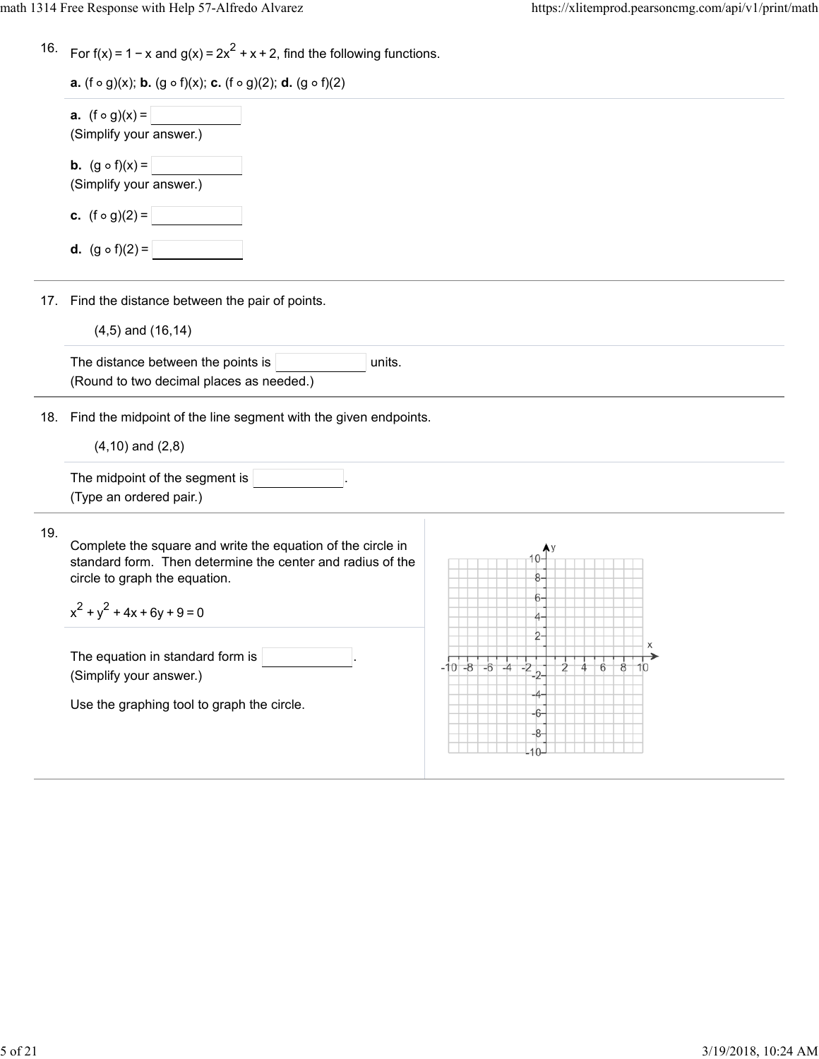16. For $f(x) = 1 - x$ and $g(x) = 2x^2 + x + 2$, find the following functions.

**a.** $(f \circ g)(x)$; **b.** $(g \circ f)(x)$; **c.** $(f \circ g)(2)$; **d.** $(g \circ f)(2)$

**a.** $(f \circ g)(x) =$ ____________
(Simplify your answer.)

**b.** $(g \circ f)(x) =$ ____________
(Simplify your answer.)

**c.** $(f \circ g)(2) =$ ____________

**d.** $(g \circ f)(2) =$ ____________

---

17. Find the distance between the pair of points.

(4,5) and (16,14)

The distance between the points is ____________ units.
(Round to two decimal places as needed.)

---

18. Find the midpoint of the line segment with the given endpoints.

(4,10) and (2,8)

The midpoint of the segment is ____________.
(Type an ordered pair.)

---

19. Complete the square and write the equation of the circle in standard form. Then determine the center and radius of the circle to graph the equation.

$x^2 + y^2 + 4x + 6y + 9 = 0$

The equation in standard form is ____________.
(Simplify your answer.)

Use the graphing tool to graph the circle.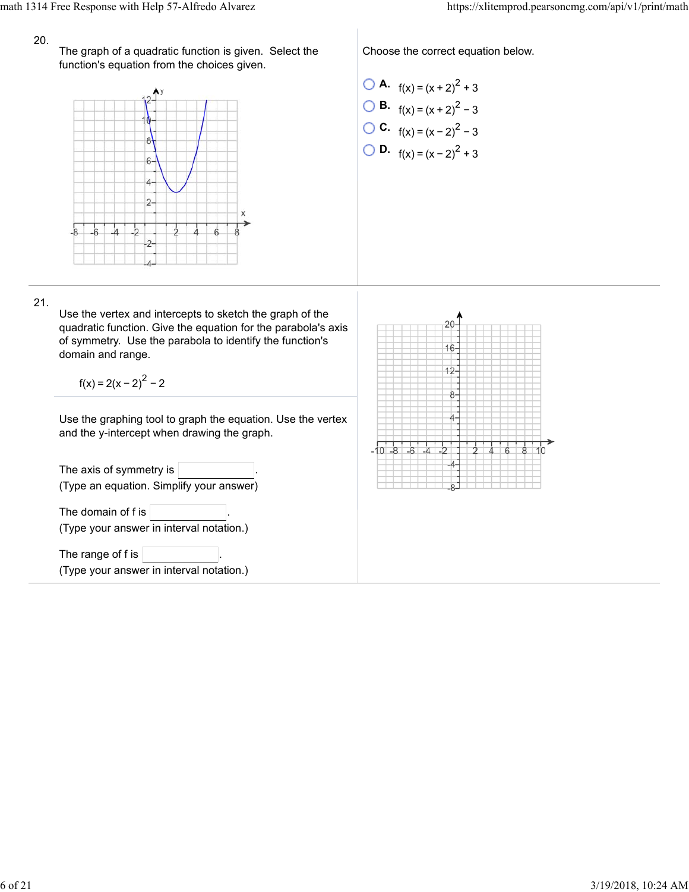20.

The graph of a quadratic function is given. Select the function's equation from the choices given.

Choose the correct equation below.

- **A.** $f(x) = (x + 2)^2 + 3$
- **B.** $f(x) = (x + 2)^2 - 3$
- **C.** $f(x) = (x - 2)^2 - 3$
- **D.** $f(x) = (x - 2)^2 + 3$

21.

Use the vertex and intercepts to sketch the graph of the quadratic function. Give the equation for the parabola's axis of symmetry. Use the parabola to identify the function's domain and range.

$$f(x) = 2(x - 2)^2 - 2$$

Use the graphing tool to graph the equation. Use the vertex and the y-intercept when drawing the graph.

The axis of symmetry is ________.
(Type an equation. Simplify your answer)

The domain of f is ________.
(Type your answer in interval notation.)

The range of f is ________.
(Type your answer in interval notation.)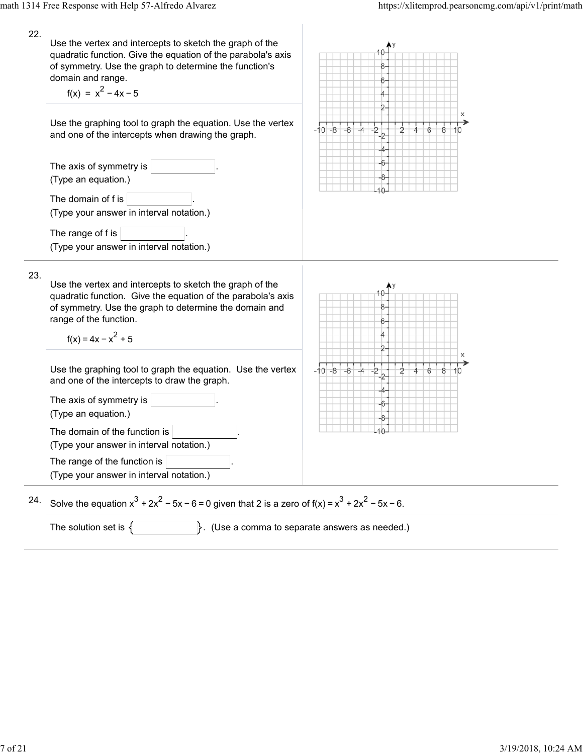22.

Use the vertex and intercepts to sketch the graph of the quadratic function. Give the equation of the parabola's axis of symmetry. Use the graph to determine the function's domain and range.

$f(x) = x^2 - 4x - 5$

Use the graphing tool to graph the equation. Use the vertex and one of the intercepts when drawing the graph.

The axis of symmetry is \_\_\_\_\_\_\_\_\_\_.
(Type an equation.)

The domain of f is \_\_\_\_\_\_\_\_\_\_.
(Type your answer in interval notation.)

The range of f is \_\_\_\_\_\_\_\_\_\_.
(Type your answer in interval notation.)

23.

Use the vertex and intercepts to sketch the graph of the quadratic function. Give the equation of the parabola's axis of symmetry. Use the graph to determine the domain and range of the function.

$f(x) = 4x - x^2 + 5$

Use the graphing tool to graph the equation. Use the vertex and one of the intercepts to draw the graph.

The axis of symmetry is \_\_\_\_\_\_\_\_\_\_.
(Type an equation.)

The domain of the function is \_\_\_\_\_\_\_\_\_\_.
(Type your answer in interval notation.)

The range of the function is \_\_\_\_\_\_\_\_\_\_.
(Type your answer in interval notation.)

24.

Solve the equation $x^3 + 2x^2 - 5x - 6 = 0$ given that 2 is a zero of $f(x) = x^3 + 2x^2 - 5x - 6$.

The solution set is $\{$ \_\_\_\_\_\_\_\_\_\_ $\}$. (Use a comma to separate answers as needed.)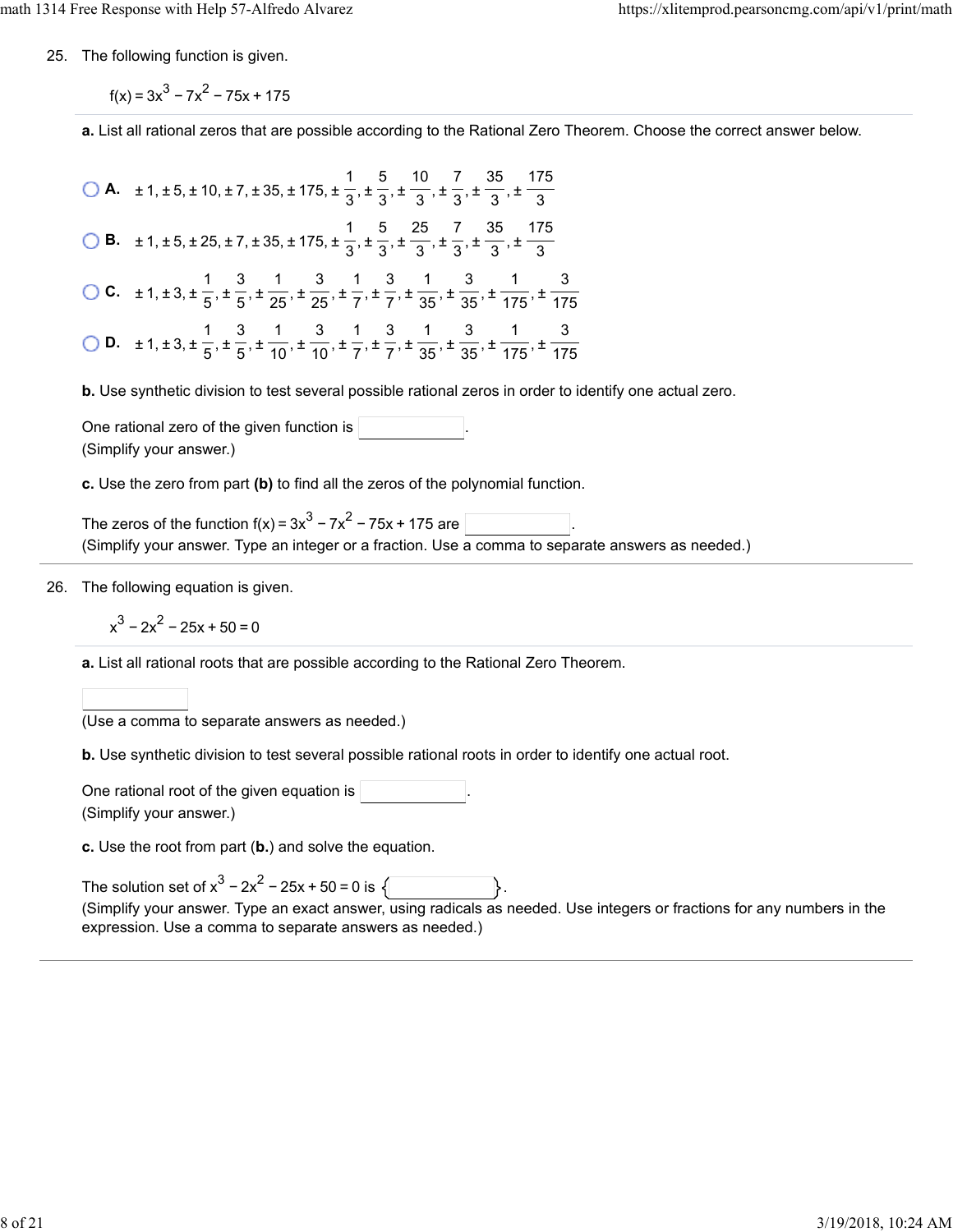25. The following function is given.

$$f(x) = 3x^3 - 7x^2 - 75x + 175$$

**a.** List all rational zeros that are possible according to the Rational Zero Theorem. Choose the correct answer below.

- **A.** $\pm 1, \pm 5, \pm 10, \pm 7, \pm 35, \pm 175, \pm \frac{1}{3}, \pm \frac{5}{3}, \pm \frac{10}{3}, \pm \frac{7}{3}, \pm \frac{35}{3}, \pm \frac{175}{3}$
- **B.** $\pm 1, \pm 5, \pm 25, \pm 7, \pm 35, \pm 175, \pm \frac{1}{3}, \pm \frac{5}{3}, \pm \frac{25}{3}, \pm \frac{7}{3}, \pm \frac{35}{3}, \pm \frac{175}{3}$
- **C.** $\pm 1, \pm 3, \pm \frac{1}{5}, \pm \frac{3}{5}, \pm \frac{1}{25}, \pm \frac{3}{25}, \pm \frac{1}{7}, \pm \frac{3}{7}, \pm \frac{1}{35}, \pm \frac{3}{35}, \pm \frac{1}{175}, \pm \frac{3}{175}$
- **D.** $\pm 1, \pm 3, \pm \frac{1}{5}, \pm \frac{3}{5}, \pm \frac{1}{10}, \pm \frac{3}{10}, \pm \frac{1}{7}, \pm \frac{3}{7}, \pm \frac{1}{35}, \pm \frac{3}{35}, \pm \frac{1}{175}, \pm \frac{3}{175}$

**b.** Use synthetic division to test several possible rational zeros in order to identify one actual zero.

One rational zero of the given function is ______.
(Simplify your answer.)

**c.** Use the zero from part **(b)** to find all the zeros of the polynomial function.

The zeros of the function $f(x) = 3x^3 - 7x^2 - 75x + 175$ are ______.
(Simplify your answer. Type an integer or a fraction. Use a comma to separate answers as needed.)

26. The following equation is given.

$$x^3 - 2x^2 - 25x + 50 = 0$$

**a.** List all rational roots that are possible according to the Rational Zero Theorem.

______
(Use a comma to separate answers as needed.)

**b.** Use synthetic division to test several possible rational roots in order to identify one actual root.

One rational root of the given equation is ______.
(Simplify your answer.)

**c.** Use the root from part (**b.**) and solve the equation.

The solution set of $x^3 - 2x^2 - 25x + 50 = 0$ is { ______ }.
(Simplify your answer. Type an exact answer, using radicals as needed. Use integers or fractions for any numbers in the expression. Use a comma to separate answers as needed.)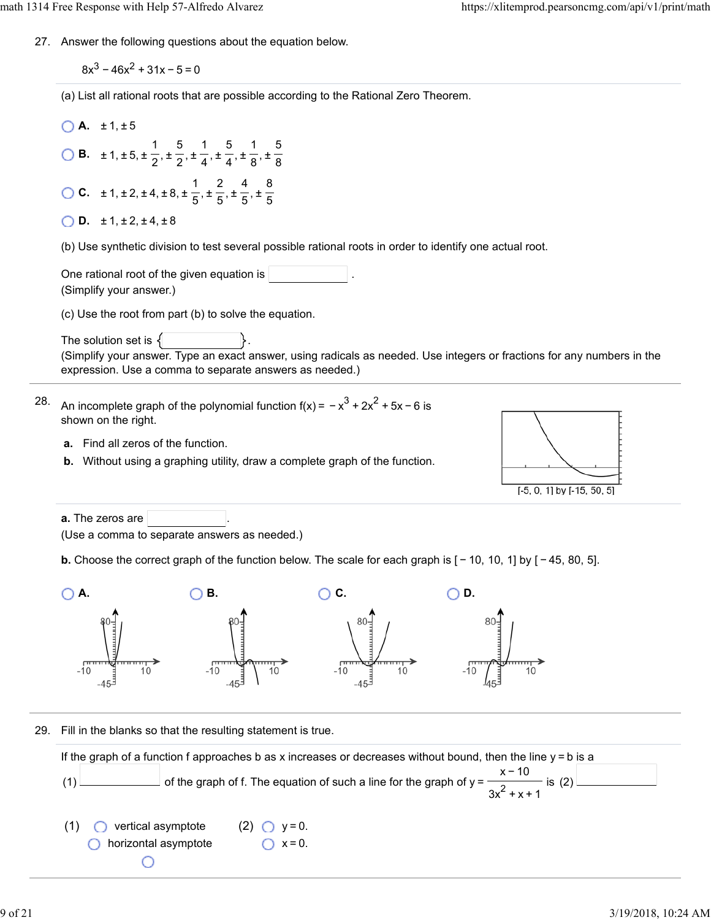27. Answer the following questions about the equation below.

$$8x^3 - 46x^2 + 31x - 5 = 0$$

(a) List all rational roots that are possible according to the Rational Zero Theorem.

- **A.** $\pm 1, \pm 5$
- **B.** $\pm 1, \pm 5, \pm \frac{1}{2}, \pm \frac{5}{2}, \pm \frac{1}{4}, \pm \frac{5}{4}, \pm \frac{1}{8}, \pm \frac{5}{8}$
- **C.** $\pm 1, \pm 2, \pm 4, \pm 8, \pm \frac{1}{5}, \pm \frac{2}{5}, \pm \frac{4}{5}, \pm \frac{8}{5}$
- **D.** $\pm 1, \pm 2, \pm 4, \pm 8$

(b) Use synthetic division to test several possible rational roots in order to identify one actual root.

One rational root of the given equation is ______.
(Simplify your answer.)

(c) Use the root from part (b) to solve the equation.

The solution set is { ______ }.
(Simplify your answer. Type an exact answer, using radicals as needed. Use integers or fractions for any numbers in the expression. Use a comma to separate answers as needed.)

28. An incomplete graph of the polynomial function $f(x) = -x^3 + 2x^2 + 5x - 6$ is shown on the right.

**a.** Find all zeros of the function.

**b.** Without using a graphing utility, draw a complete graph of the function.

[-5, 0, 1] by [-15, 50, 5]

**a.** The zeros are ______.
(Use a comma to separate answers as needed.)

**b.** Choose the correct graph of the function below. The scale for each graph is [ − 10, 10, 1] by [ − 45, 80, 5].

- **A.**
- **B.**
- **C.**
- **D.**

29. Fill in the blanks so that the resulting statement is true.

If the graph of a function f approaches b as x increases or decreases without bound, then the line y = b is a (1) ______ of the graph of f. The equation of such a line for the graph of $y = \frac{x - 10}{3x^2 + x + 1}$ is (2) ______

(1)
- vertical asymptote
- horizontal asymptote

(2)
- $y = 0$.
- $x = 0$.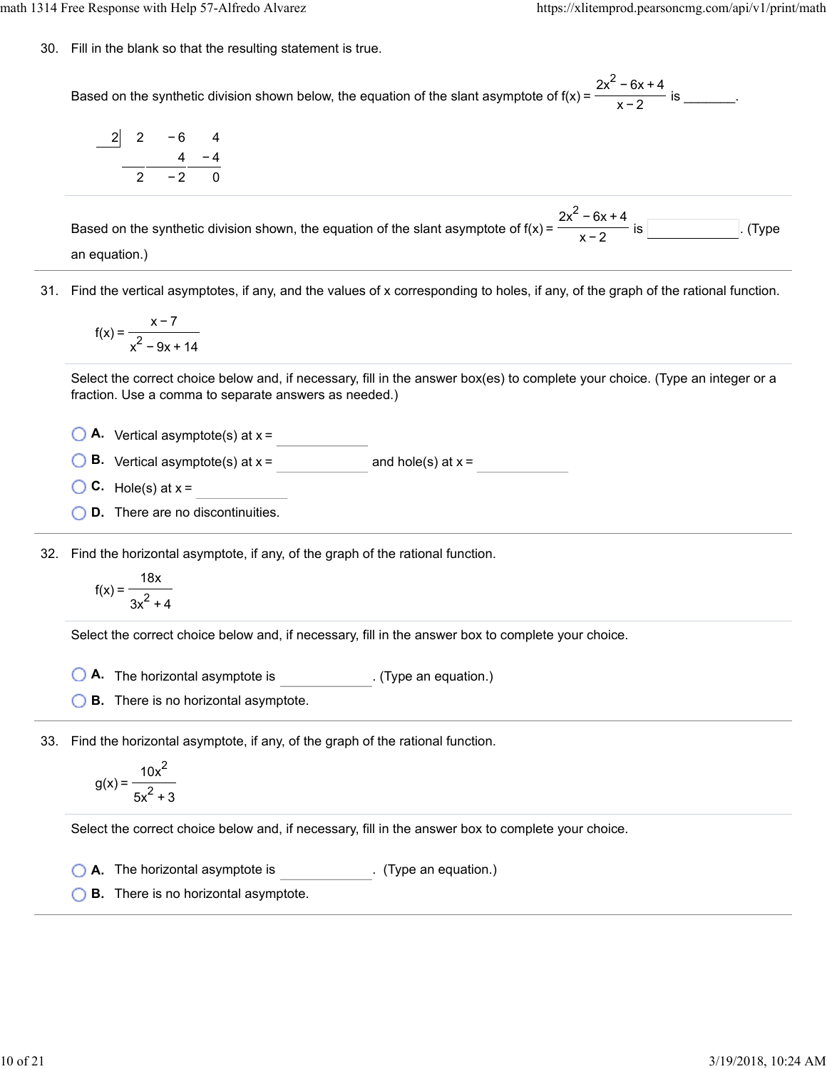30. Fill in the blank so that the resulting statement is true.

Based on the synthetic division shown below, the equation of the slant asymptote of $f(x) = \dfrac{2x^2 - 6x + 4}{x - 2}$ is _______.

| 2 | 2 | −6 | 4 |
|---|---|---|---|
| | | 4 | −4 |
| | 2 | −2 | 0 |

Based on the synthetic division shown, the equation of the slant asymptote of $f(x) = \dfrac{2x^2 - 6x + 4}{x - 2}$ is ______. (Type an equation.)

31. Find the vertical asymptotes, if any, and the values of x corresponding to holes, if any, of the graph of the rational function.

$$f(x) = \frac{x - 7}{x^2 - 9x + 14}$$

Select the correct choice below and, if necessary, fill in the answer box(es) to complete your choice. (Type an integer or a fraction. Use a comma to separate answers as needed.)

- **A.** Vertical asymptote(s) at x = ______
- **B.** Vertical asymptote(s) at x = ______ and hole(s) at x = ______
- **C.** Hole(s) at x = ______
- **D.** There are no discontinuities.

32. Find the horizontal asymptote, if any, of the graph of the rational function.

$$f(x) = \frac{18x}{3x^2 + 4}$$

Select the correct choice below and, if necessary, fill in the answer box to complete your choice.

- **A.** The horizontal asymptote is ______. (Type an equation.)
- **B.** There is no horizontal asymptote.

33. Find the horizontal asymptote, if any, of the graph of the rational function.

$$g(x) = \frac{10x^2}{5x^2 + 3}$$

Select the correct choice below and, if necessary, fill in the answer box to complete your choice.

- **A.** The horizontal asymptote is ______. (Type an equation.)
- **B.** There is no horizontal asymptote.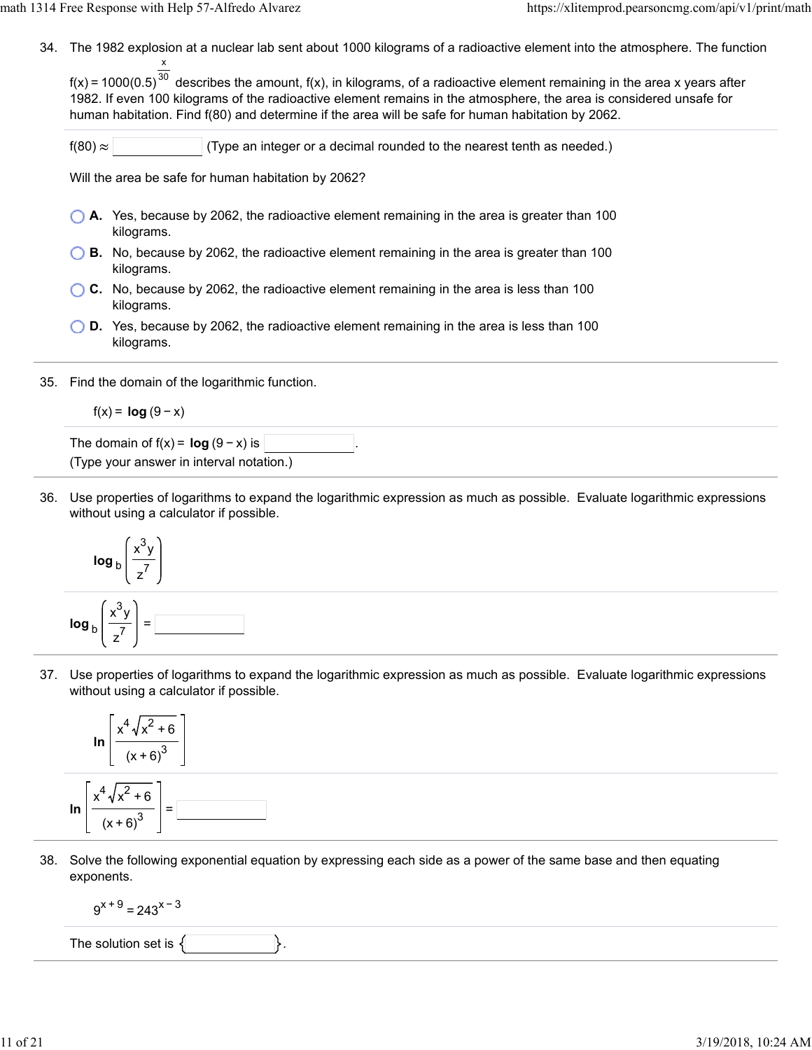34. The 1982 explosion at a nuclear lab sent about 1000 kilograms of a radioactive element into the atmosphere. The function $f(x) = 1000(0.5)^{\frac{x}{30}}$ describes the amount, f(x), in kilograms, of a radioactive element remaining in the area x years after 1982. If even 100 kilograms of the radioactive element remains in the atmosphere, the area is considered unsafe for human habitation. Find f(80) and determine if the area will be safe for human habitation by 2062.

$f(80) \approx$ ______ (Type an integer or a decimal rounded to the nearest tenth as needed.)

Will the area be safe for human habitation by 2062?

- **A.** Yes, because by 2062, the radioactive element remaining in the area is greater than 100 kilograms.
- **B.** No, because by 2062, the radioactive element remaining in the area is greater than 100 kilograms.
- **C.** No, because by 2062, the radioactive element remaining in the area is less than 100 kilograms.
- **D.** Yes, because by 2062, the radioactive element remaining in the area is less than 100 kilograms.

35. Find the domain of the logarithmic function.

$f(x) = \log(9 - x)$

The domain of $f(x) = \log(9 - x)$ is ______.
(Type your answer in interval notation.)

36. Use properties of logarithms to expand the logarithmic expression as much as possible. Evaluate logarithmic expressions without using a calculator if possible.

$$\log_b\left(\frac{x^3 y}{z^7}\right)$$

$\log_b\left(\frac{x^3 y}{z^7}\right) =$ ______

37. Use properties of logarithms to expand the logarithmic expression as much as possible. Evaluate logarithmic expressions without using a calculator if possible.

$$\ln\left[\frac{x^4\sqrt{x^2+6}}{(x+6)^3}\right]$$

$\ln\left[\frac{x^4\sqrt{x^2+6}}{(x+6)^3}\right] =$ ______

38. Solve the following exponential equation by expressing each side as a power of the same base and then equating exponents.

$$9^{x+9} = 243^{x-3}$$

The solution set is { ______ }.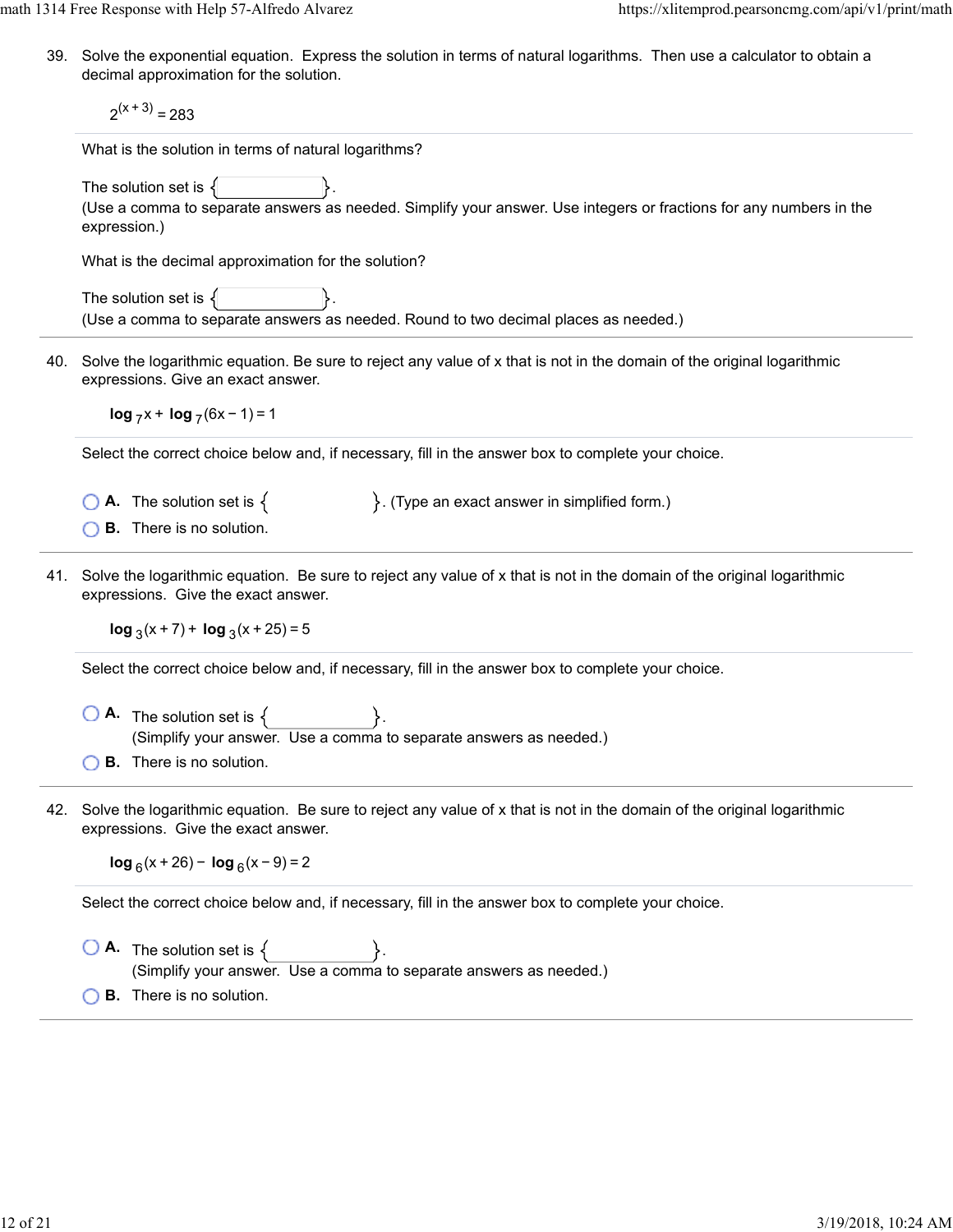39. Solve the exponential equation. Express the solution in terms of natural logarithms. Then use a calculator to obtain a decimal approximation for the solution.

$$2^{(x+3)} = 283$$

What is the solution in terms of natural logarithms?

The solution set is { }.
(Use a comma to separate answers as needed. Simplify your answer. Use integers or fractions for any numbers in the expression.)

What is the decimal approximation for the solution?

The solution set is { }.
(Use a comma to separate answers as needed. Round to two decimal places as needed.)

40. Solve the logarithmic equation. Be sure to reject any value of x that is not in the domain of the original logarithmic expressions. Give an exact answer.

$$\log_7 x + \log_7 (6x - 1) = 1$$

Select the correct choice below and, if necessary, fill in the answer box to complete your choice.

- **A.** The solution set is { }. (Type an exact answer in simplified form.)
- **B.** There is no solution.

41. Solve the logarithmic equation. Be sure to reject any value of x that is not in the domain of the original logarithmic expressions. Give the exact answer.

$$\log_3 (x + 7) + \log_3 (x + 25) = 5$$

Select the correct choice below and, if necessary, fill in the answer box to complete your choice.

- **A.** The solution set is { }.
  (Simplify your answer. Use a comma to separate answers as needed.)
- **B.** There is no solution.

42. Solve the logarithmic equation. Be sure to reject any value of x that is not in the domain of the original logarithmic expressions. Give the exact answer.

$$\log_6 (x + 26) - \log_6 (x - 9) = 2$$

Select the correct choice below and, if necessary, fill in the answer box to complete your choice.

- **A.** The solution set is { }.
  (Simplify your answer. Use a comma to separate answers as needed.)
- **B.** There is no solution.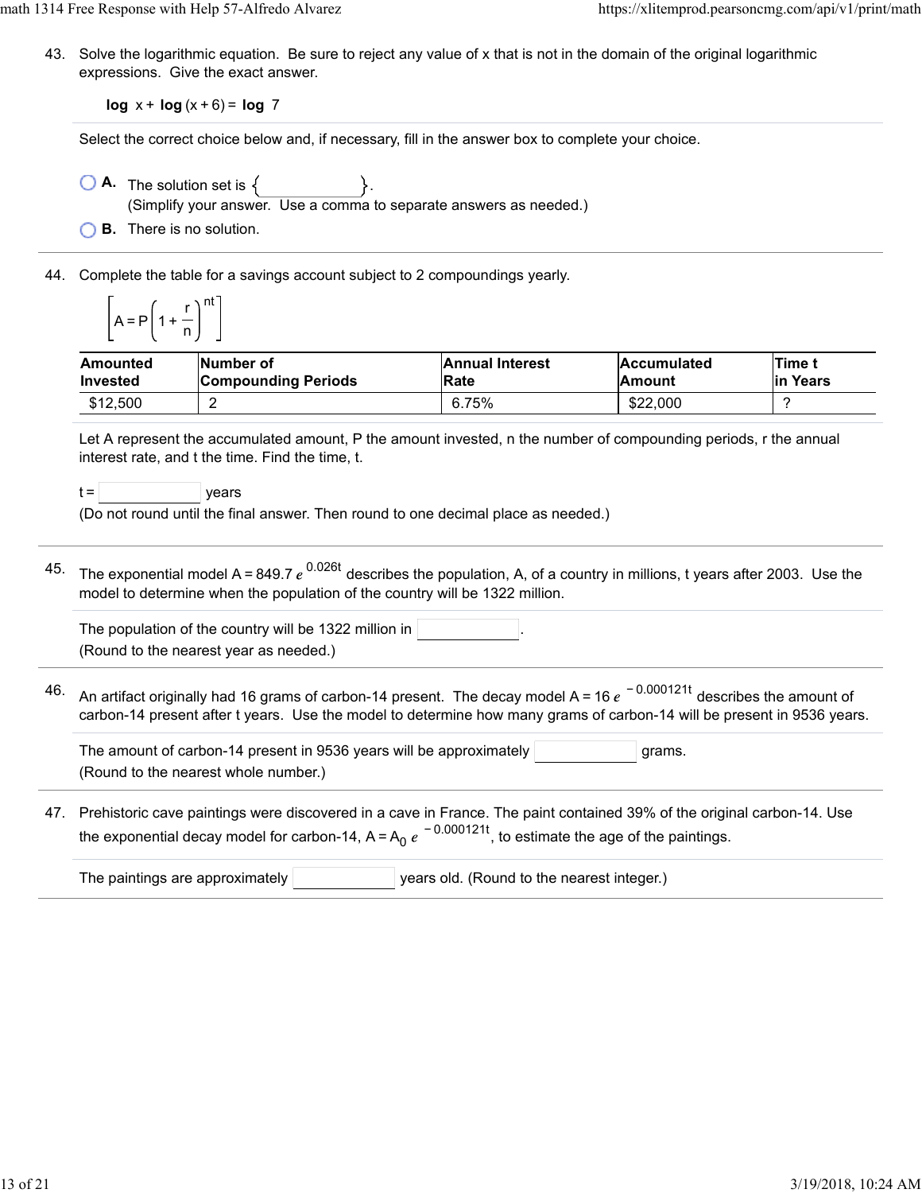43. Solve the logarithmic equation. Be sure to reject any value of x that is not in the domain of the original logarithmic expressions. Give the exact answer.

$$\log x + \log(x+6) = \log 7$$

Select the correct choice below and, if necessary, fill in the answer box to complete your choice.

- **A.** The solution set is { ____ }.
  (Simplify your answer. Use a comma to separate answers as needed.)
- **B.** There is no solution.

44. Complete the table for a savings account subject to 2 compoundings yearly.

$$\left[A = P\left(1 + \frac{r}{n}\right)^{nt}\right]$$

| Amounted Invested | Number of Compounding Periods | Annual Interest Rate | Accumulated Amount | Time t in Years |
|---|---|---|---|---|
| $12,500 | 2 | 6.75% | $22,000 | ? |

Let A represent the accumulated amount, P the amount invested, n the number of compounding periods, r the annual interest rate, and t the time. Find the time, t.

t = ____ years
(Do not round until the final answer. Then round to one decimal place as needed.)

45. The exponential model $A = 849.7e^{0.026t}$ describes the population, A, of a country in millions, t years after 2003. Use the model to determine when the population of the country will be 1322 million.

The population of the country will be 1322 million in ____.
(Round to the nearest year as needed.)

46. An artifact originally had 16 grams of carbon-14 present. The decay model $A = 16e^{-0.000121t}$ describes the amount of carbon-14 present after t years. Use the model to determine how many grams of carbon-14 will be present in 9536 years.

The amount of carbon-14 present in 9536 years will be approximately ____ grams.
(Round to the nearest whole number.)

47. Prehistoric cave paintings were discovered in a cave in France. The paint contained 39% of the original carbon-14. Use the exponential decay model for carbon-14, $A = A_0e^{-0.000121t}$, to estimate the age of the paintings.

The paintings are approximately ____ years old. (Round to the nearest integer.)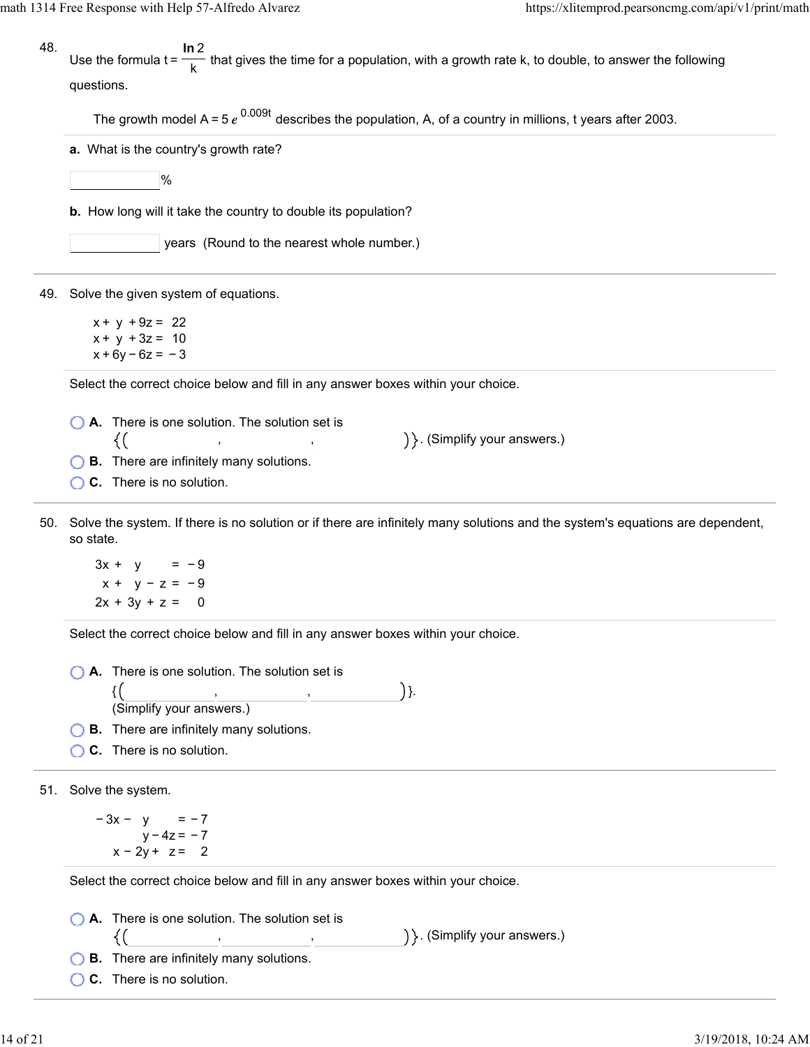48. Use the formula $t = \frac{\ln 2}{k}$ that gives the time for a population, with a growth rate k, to double, to answer the following questions.

The growth model $A = 5e^{0.009t}$ describes the population, A, of a country in millions, t years after 2003.

**a.** What is the country's growth rate?

\_\_\_\_\_\_\_\_\_\_%

**b.** How long will it take the country to double its population?

\_\_\_\_\_\_\_\_\_\_ years (Round to the nearest whole number.)

---

49. Solve the given system of equations.

$$\begin{aligned} x + y + 9z &= 22 \\ x + y + 3z &= 10 \\ x + 6y - 6z &= -3 \end{aligned}$$

Select the correct choice below and fill in any answer boxes within your choice.

- **A.** There is one solution. The solution set is $\{(\_\_\_\_, \_\_\_\_, \_\_\_\_)\}$. (Simplify your answers.)
- **B.** There are infinitely many solutions.
- **C.** There is no solution.

---

50. Solve the system. If there is no solution or if there are infinitely many solutions and the system's equations are dependent, so state.

$$\begin{aligned} 3x + y \phantom{- z} &= -9 \\ x + y - z &= -9 \\ 2x + 3y + z &= 0 \end{aligned}$$

Select the correct choice below and fill in any answer boxes within your choice.

- **A.** There is one solution. The solution set is $\{(\_\_\_\_, \_\_\_\_, \_\_\_\_)\}$. (Simplify your answers.)
- **B.** There are infinitely many solutions.
- **C.** There is no solution.

---

51. Solve the system.

$$\begin{aligned} -3x - y \phantom{- 4z} &= -7 \\ y - 4z &= -7 \\ x - 2y + z &= 2 \end{aligned}$$

Select the correct choice below and fill in any answer boxes within your choice.

- **A.** There is one solution. The solution set is $\{(\_\_\_\_, \_\_\_\_, \_\_\_\_)\}$. (Simplify your answers.)
- **B.** There are infinitely many solutions.
- **C.** There is no solution.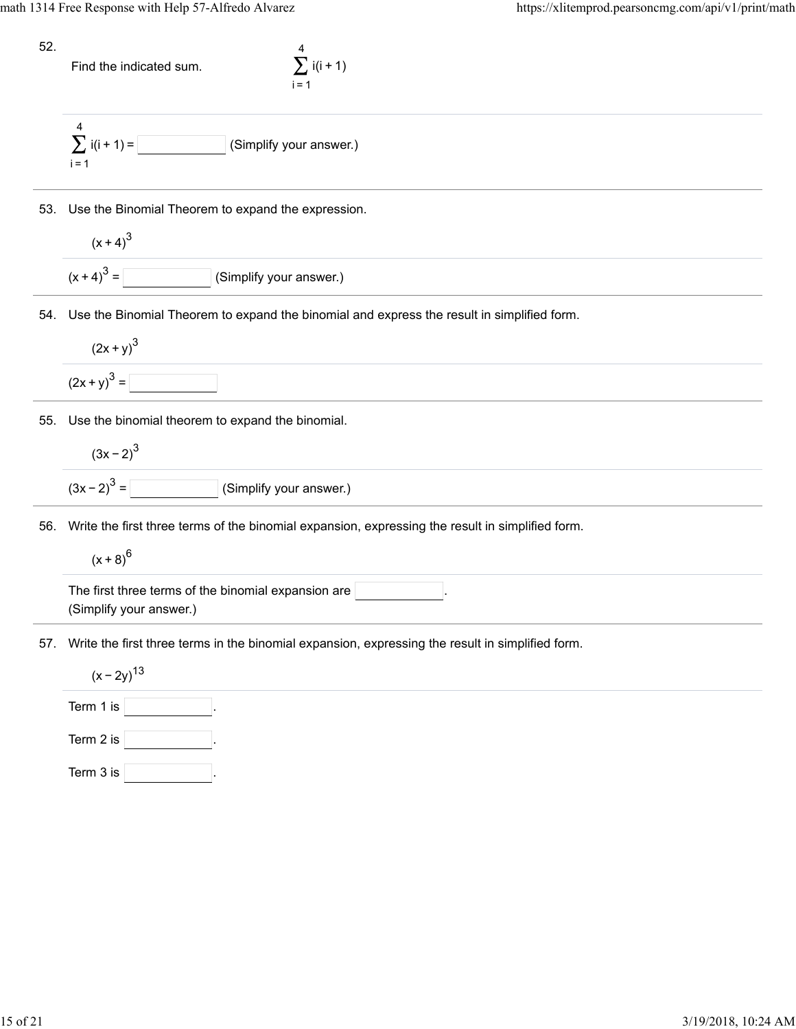52. Find the indicated sum. $\sum_{i=1}^{4} i(i+1)$

$\sum_{i=1}^{4} i(i+1) =$ ______ (Simplify your answer.)

53. Use the Binomial Theorem to expand the expression.

$(x+4)^3$

$(x+4)^3 =$ ______ (Simplify your answer.)

54. Use the Binomial Theorem to expand the binomial and express the result in simplified form.

$(2x+y)^3$

$(2x+y)^3 =$ ______

55. Use the binomial theorem to expand the binomial.

$(3x-2)^3$

$(3x-2)^3 =$ ______ (Simplify your answer.)

56. Write the first three terms of the binomial expansion, expressing the result in simplified form.

$(x+8)^6$

The first three terms of the binomial expansion are ______.
(Simplify your answer.)

57. Write the first three terms in the binomial expansion, expressing the result in simplified form.

$(x-2y)^{13}$

Term 1 is ______.

Term 2 is ______.

Term 3 is ______.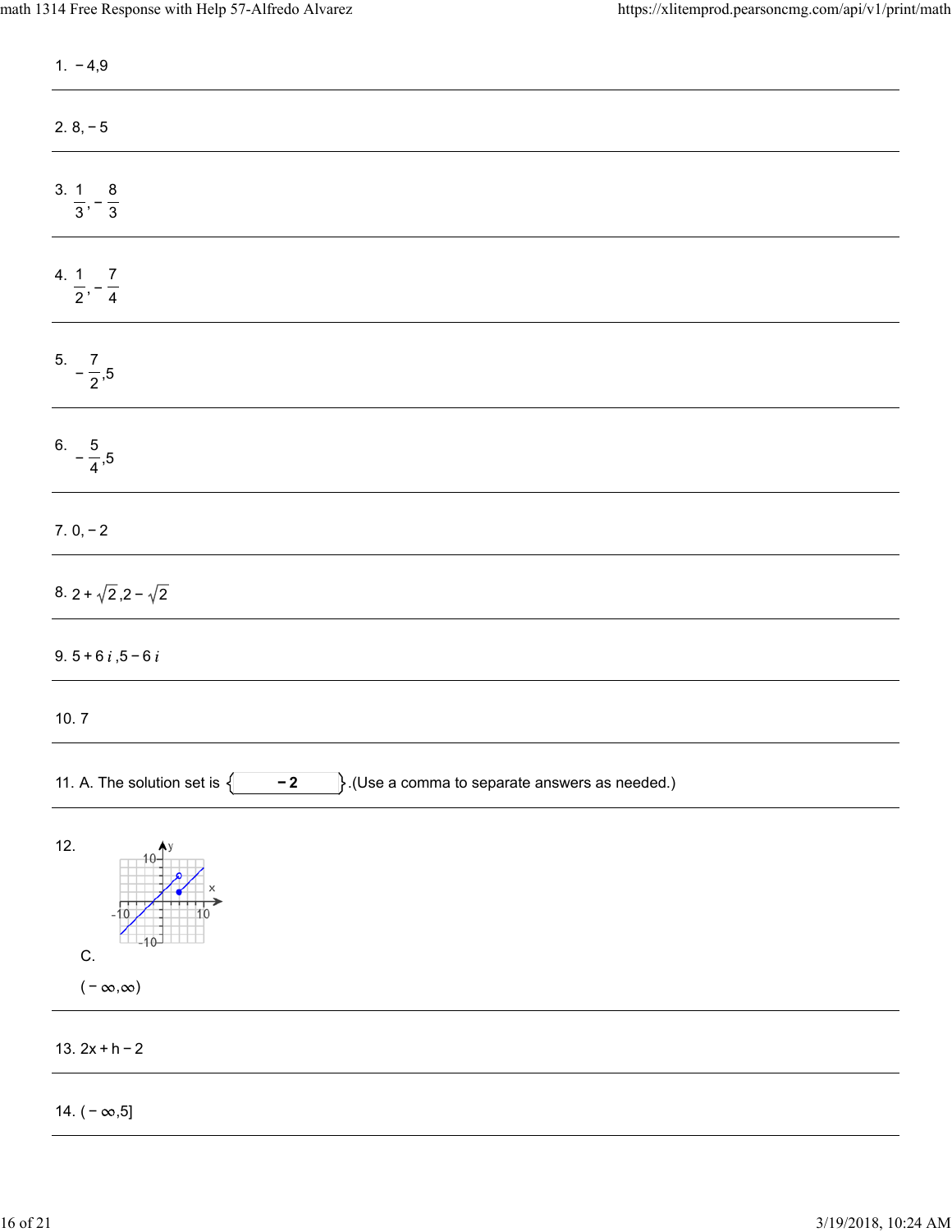1. $-4,9$

---

2. $8,-5$

---

3. $\frac{1}{3},-\frac{8}{3}$

---

4. $\frac{1}{2},-\frac{7}{4}$

---

5. $-\frac{7}{2},5$

---

6. $-\frac{5}{4},5$

---

7. $0,-2$

---

8. $2+\sqrt{2},2-\sqrt{2}$

---

9. $5+6i,5-6i$

---

10. 7

---

11. A. The solution set is $\{$ **$-2$** $\}$.(Use a comma to separate answers as needed.)

---

12.

C.

$(-\infty,\infty)$

---

13. $2x+h-2$

---

14. $(-\infty,5]$

---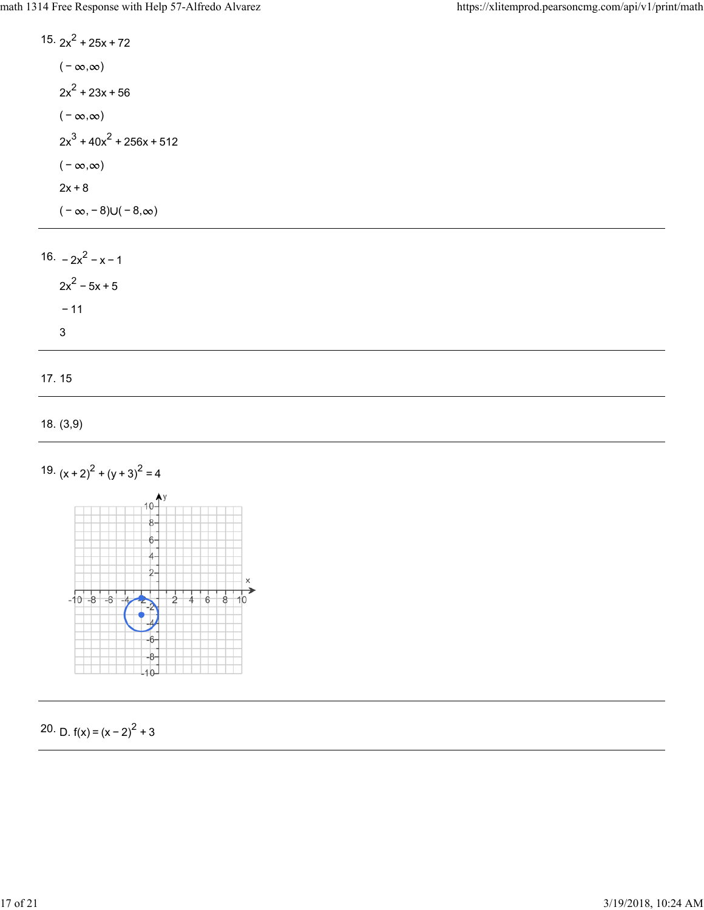15. $2x^2 + 25x + 72$

$(-\infty, \infty)$

$2x^2 + 23x + 56$

$(-\infty, \infty)$

$2x^3 + 40x^2 + 256x + 512$

$(-\infty, \infty)$

$2x + 8$

$(-\infty, -8) \cup (-8, \infty)$

---

16. $-2x^2 - x - 1$

$2x^2 - 5x + 5$

$-11$

$3$

---

17. 15

---

18. (3,9)

---

19. $(x+2)^2 + (y+3)^2 = 4$

---

20. D. $f(x) = (x-2)^2 + 3$

---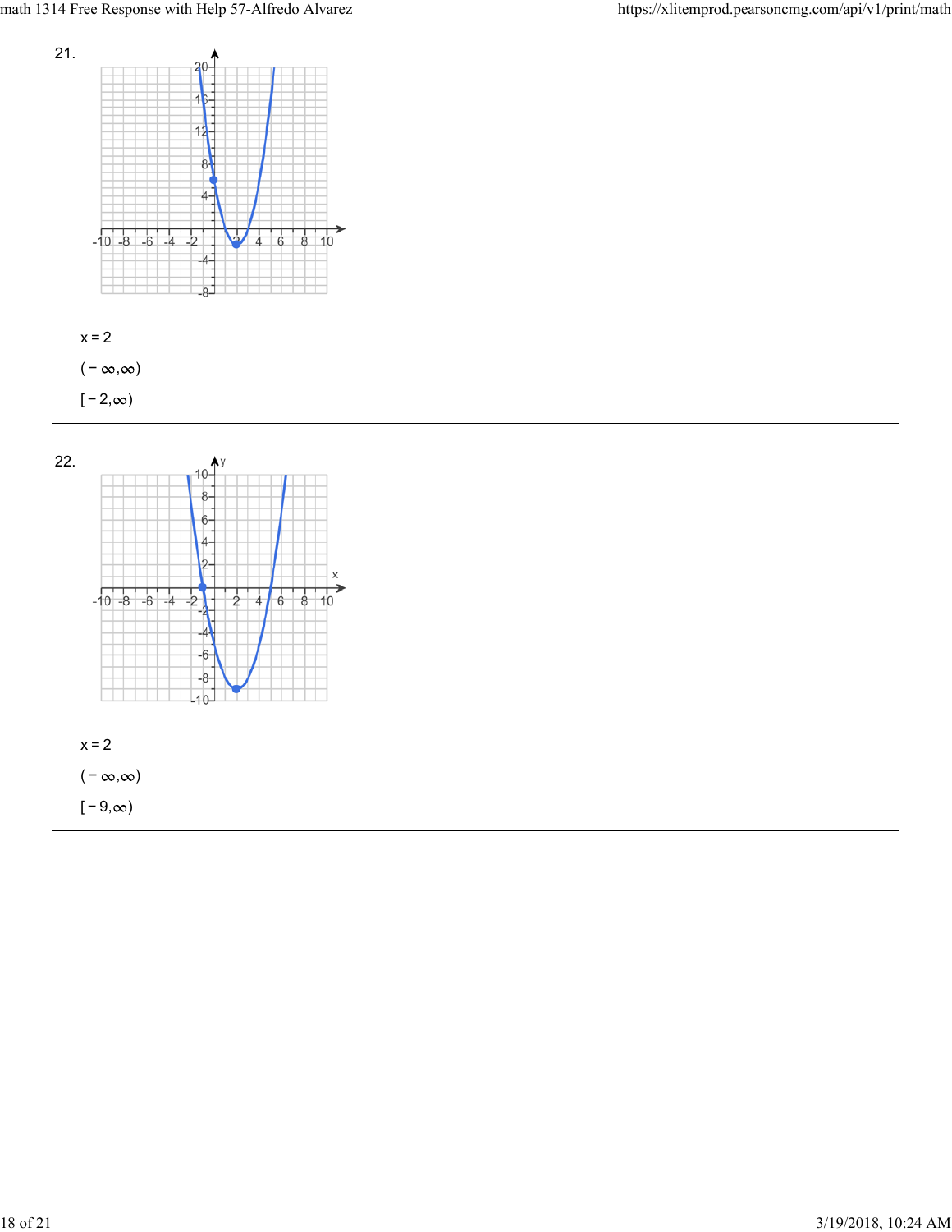21.

$x = 2$

$(-\infty, \infty)$

$[-2, \infty)$

---

22.

$x = 2$

$(-\infty, \infty)$

$[-9, \infty)$

---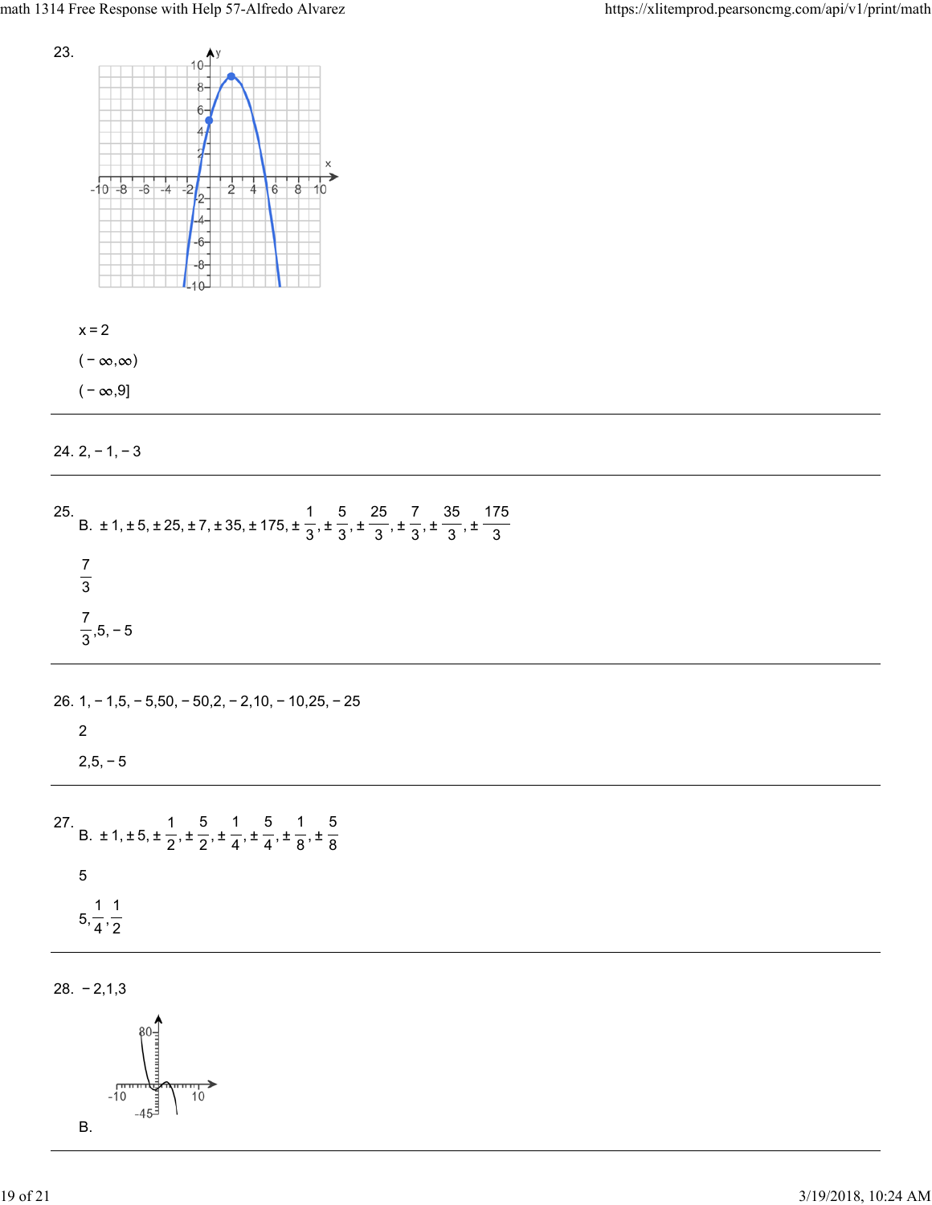23.

$x = 2$

$(-\infty, \infty)$

$(-\infty, 9]$

---

24. $2, -1, -3$

---

25. B. $\pm 1, \pm 5, \pm 25, \pm 7, \pm 35, \pm 175, \pm \frac{1}{3}, \pm \frac{5}{3}, \pm \frac{25}{3}, \pm \frac{7}{3}, \pm \frac{35}{3}, \pm \frac{175}{3}$

$\frac{7}{3}$

$\frac{7}{3}, 5, -5$

---

26. $1, -1, 5, -5, 50, -50, 2, -2, 10, -10, 25, -25$

$2$

$2, 5, -5$

---

27. B. $\pm 1, \pm 5, \pm \frac{1}{2}, \pm \frac{5}{2}, \pm \frac{1}{4}, \pm \frac{5}{4}, \pm \frac{1}{8}, \pm \frac{5}{8}$

$5$

$5, \frac{1}{4}, \frac{1}{2}$

---

28. $-2, 1, 3$

B.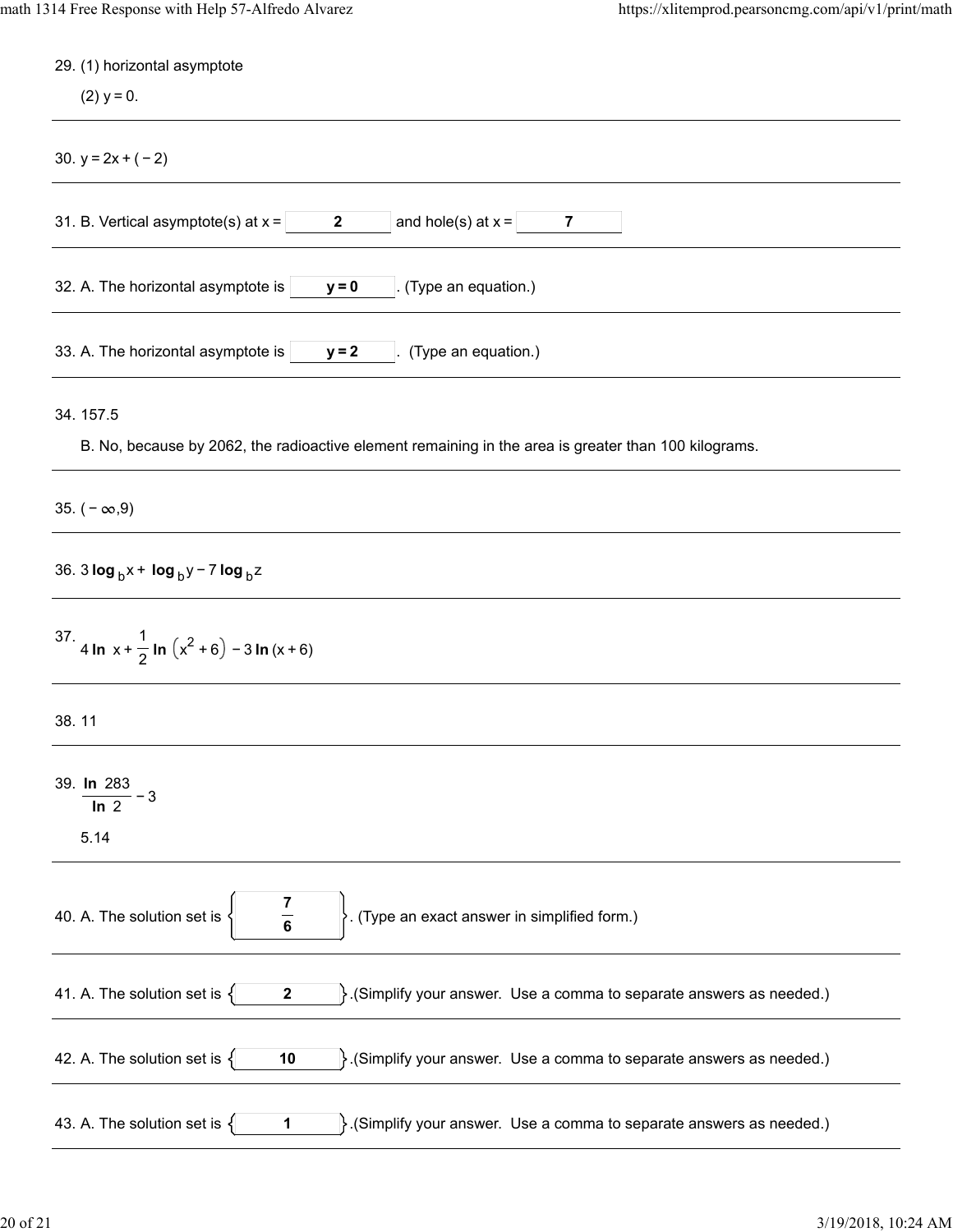29. (1) horizontal asymptote

(2) $y = 0$.

---

30. $y = 2x + (-2)$

---

31. B. Vertical asymptote(s) at x = **2** and hole(s) at x = **7**

---

32. A. The horizontal asymptote is **y = 0**. (Type an equation.)

---

33. A. The horizontal asymptote is **y = 2**. (Type an equation.)

---

34. 157.5

B. No, because by 2062, the radioactive element remaining in the area is greater than 100 kilograms.

---

35. $(-\infty, 9)$

---

36. $3 \log_b x + \log_b y - 7 \log_b z$

---

37. $4 \ln x + \frac{1}{2} \ln \left(x^2 + 6\right) - 3 \ln (x + 6)$

---

38. 11

---

39. $\frac{\ln 283}{\ln 2} - 3$

5.14

---

40. A. The solution set is $\left\{ \frac{7}{6} \right\}$. (Type an exact answer in simplified form.)

---

41. A. The solution set is {**2**}.(Simplify your answer. Use a comma to separate answers as needed.)

---

42. A. The solution set is {**10**}.(Simplify your answer. Use a comma to separate answers as needed.)

---

43. A. The solution set is {**1**}.(Simplify your answer. Use a comma to separate answers as needed.)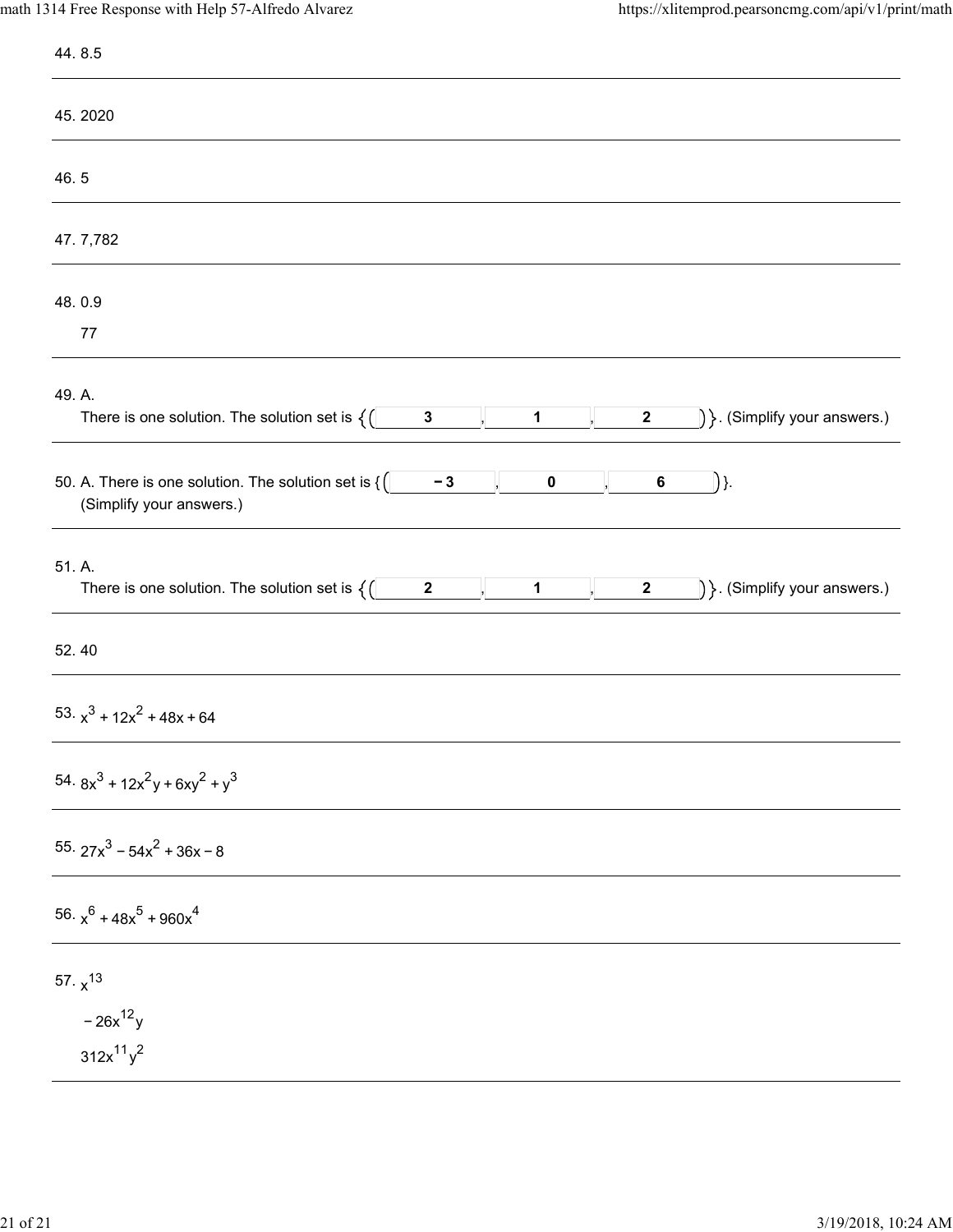44. 8.5

---

45. 2020

---

46. 5

---

47. 7,782

---

48. 0.9

77

---

49. A.

There is one solution. The solution set is $\{(3, 1, 2)\}$. (Simplify your answers.)

---

50. A. There is one solution. The solution set is $\{(-3, 0, 6)\}$.

(Simplify your answers.)

---

51. A.

There is one solution. The solution set is $\{(2, 1, 2)\}$. (Simplify your answers.)

---

52. 40

---

53. $x^3 + 12x^2 + 48x + 64$

---

54. $8x^3 + 12x^2y + 6xy^2 + y^3$

---

55. $27x^3 - 54x^2 + 36x - 8$

---

56. $x^6 + 48x^5 + 960x^4$

---

57. $x^{13}$

$-26x^{12}y$

$312x^{11}y^2$

---